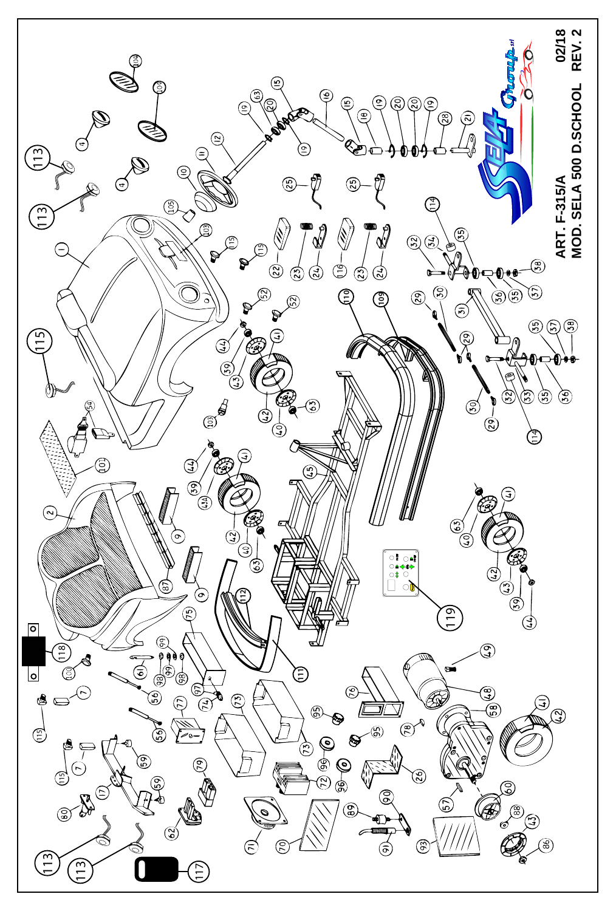ART. F-315/A
MOD. SELA 500 D.SCHOOL

02/18
REV. 2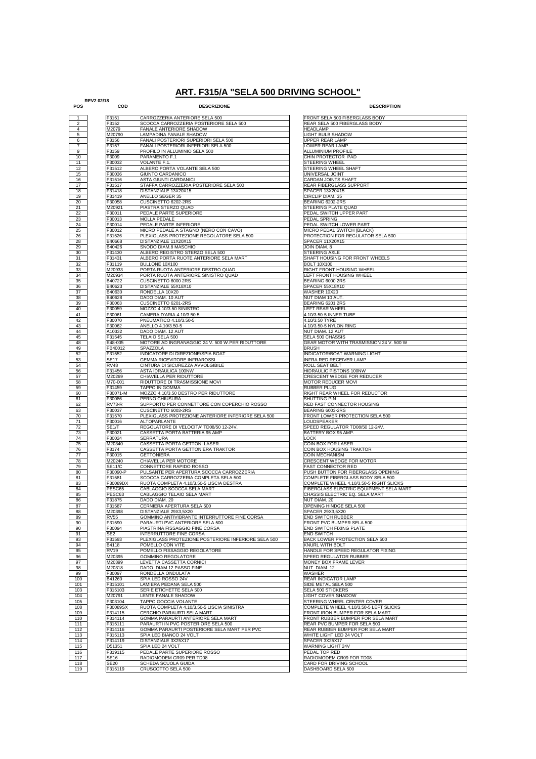# ART. F315/A "SELA 500 DRIVING SCHOOL"

REV2 02/18

| POS | COD | DESCRIZIONE | DESCRIPTION |
|---|---|---|---|
| 1 | F3151 | CARROZZERIA ANTERIORE SELA 500 | FRONT SELA 500 FIBERGLASS BODY |
| 2 | F3152 | SCOCCA CARROZZERIA POSTERIORE SELA 500 | REAR SELA 500 FIBERGLASS BODY |
| 4 | M2079 | FANALE ANTERIORE SHADOW | HEADLAMP |
| 5 | M20790 | LAMPADINA FANALE SHADOW | LIGHT BULB SHADOW |
| 6 | F3156 | FANALI POSTERIORI SUPERIORI SELA 500 | UPPER REAR LAMP |
| 7 | F3157 | FANALI POSTERIORI INFERIORI SELA 500 | LOWER REAR LAMP |
| 9 | F3159 | PROFILO IN ALLUMINIO SELA 500 | ALLUMINIUM PROFILE |
| 10 | F3009 | PARAMENTO F.1 | CHIN PROTECTOR PAD |
| 11 | F30032 | VOLANTE F.1 | STEERING WHEEL |
| 12 | F31512 | ALBERO PORTA VOLANTE SELA 500 | STEERING WHEEL SHAFT |
| 15 | F30036 | GIUNTO CARDANICO | UNIVERSAL JOINT |
| 16 | F31516 | ASTA GIUNTI CARDANICI | CARDAN JOINTS SHAFT |
| 17 | F31517 | STAFFA CARROZZERIA POSTERIORE SELA 500 | REAR FIBERGLASS SUPPORT |
| 18 | F31418 | DISTANZIALE 13X20X15 | SPACER 13X20X15 |
| 19 | F31419 | ANELLO SEGER 35 | CIRCLIP DIAM. 35 |
| 20 | F30058 | CUSCINETTO 6202-2RS | BEARING 6202-2RS |
| 21 | M20921 | PIASTRA STERZO QUAD | STEERING PLATE QUAD |
| 22 | F30011 | PEDALE PARTE SUPERIORE | PEDAL SWITCH UPPER PART |
| 23 | F30013 | MOLLA PEDALE | PEDAL SPRING |
| 24 | F30014 | PEDALE PARTE INFERIORE | PEDAL SWITCH LOWER PART |
| 25 | F30012 | MICRO PEDALE A STAGNO (NERO CON CAVO) | MICRO PEDAL SWITCH (BLACK) |
| 26 | F31526 | PLEXIGLASS PROTEZIONE REGOLATORE SELA 500 | PROTECTION FOR REGULATOR SELA 500 |
| 28 | B40668 | DISTANZIALE 11X20X15 | SPACER 11X20X15 |
| 29 | B40426 | SNODO DIAM.8 MASCHIO | JOIN DIAM. 8 |
| 30 | F31430 | ALBERO REGISTRO STERZO SELA 500 | STEERING AXLE |
| 31 | F31431 | ALBERO PORTA RUOTE ANTERIORE SELA MART | SHAFT HOUSING FOR FRONT WHEELS |
| 32 | F31119 | BULLONE 10X100 | BOLT 10X100 |
| 33 | M20933 | PORTA RUOTA ANTERIORE DESTRO QUAD | RIGHT FRONT HOUSING WHEEL |
| 34 | M20934 | PORTA RUOTA ANTERIORE SINISTRO QUAD | LEFT FRONT HOUSING WHEEL |
| 35 | B40722 | CUSCINETTO 6000 2RS | BEARING 6000 2RS |
| 36 | B40623 | DISTANZIALE 55X18X10 | SPACER 55X18X10 |
| 37 | B40630 | RONDELLA 10X20 | WASHER 10X20 |
| 38 | B40628 | DADO DIAM. 10 AUT | NUT DIAM 10 AUT. |
| 39 | F30063 | CUSCINETTO 6201-2RS | BEARING 6201 2RS |
| 40 | F30059 | MOZZO 4.10/3.50 SINISTRO | LEFT REAR WHEEL |
| 41 | F30061 | CAMERA D'ARIA 4.10/3.50-5 | 4.10/3.50-5 INNER TUBE |
| 42 | F30070 | PNEUMATICO 4.10/3.50-5 | 4.10/3.50 TYRE |
| 43 | F30062 | ANELLO 4.10/3.50-5 | 4.10/3.50-5 NYLON RING |
| 44 | A10332 | DADO DIAM. 12 AUT | NUT DIAM. 12 AUT |
| 45 | F31545 | TELAIO SELA 500 | SELA 500 CHASSIS |
| 48 | E48-005 | MOTORE AD INGRANAGGIO 24 V. 500 W.PER RIDUTTORE | GEAR MOTOR WITH TRASMISSION 24 V. 500 W |
| 49 | FB40012 | SPAZZOLA | BRUSH |
| 52 | F31552 | INDICATORE DI DIREZIONE/SPIA BOAT | INDICATOR/BOAT WARNING LIGHT |
| 53 | SE17 | GEMMA RICEVITORE INFRAROSSI | INFRA RED RECEIVER LAMP |
| 54 | RV48 | CINTURA DI SICUREZZA AVVOLGIBILE | ROLL SEAT BELT |
| 56 | F31456 | ASTA IDRAULICA 100NW | HIDRAULIC PISTONS 100NW |
| 57 | M20269 | CHIAVELLA PER RIDUTTORE | CRESCENT WEDGE FOR REDUCER |
| 58 | M70-001 | RIDUTTORE DI TRASMISSIONE MOVI | MOTOR REDUCER MOVI |
| 59 | F31459 | TAPPO IN GOMMA | RUBBER PLUG |
| 60 | F30071-M | MOZZO 4.10/3.50 DESTRO PER RIDUTTORE | RIGHT REAR WHEEL FOR REDUCTOR |
| 61 | F30086 | PERNO CHIUSURA | SHUTTING PIN |
| 62 | RV73-R | SUPPORTO PER CONNETTORE CON COPERCHIO ROSSO | RED FAST CONNECTOR HOUSING |
| 63 | F30037 | CUSCINETTO 6003-2RS | BEARING 6003-2RS |
| 70 | F31570 | PLEXIGLASS PROTEZIONE ANTERIORE INFERIORE SELA 500 | FRONT LOWER PROTECTION SELA 500 |
| 71 | F30016 | ALTOPARLANTE | LOUDSPEAKER |
| 72 | SE1/T | REGOLATORE DI VELOCITA' TD08/50 12-24V. | SPEED REGULATOR TD08/50 12-24V. |
| 73 | F30021 | CASSETTA PORTA BATTERIA 95 AMP | BATTERY BOX 95 AMP. |
| 74 | F30024 | SERRATURA | LOCK |
| 75 | M20340 | CASSETTA PORTA GETTONI LASER | COIN BOX FOR LASER |
| 76 | F3174 | CASSETTA PORTA GETTONIERA TRAKTOR | COIN BOX HOUSING TRAKTOR |
| 77 | F30015 | GETTONIERA | COIN MECHANISM |
| 78 | M20240 | CHIAVELLA PER MOTORE | CRESCENT WEDGE FOR MOTOR |
| 79 | SE11/C | CONNETTORE RAPIDO ROSSO | FAST CONNECTOR RED |
| 80 | F30090-P | PULSANTE PER APERTURA SCOCCA CARROZZERIA | PUSH BUTTON FOR FIBERGLASS OPENING |
| 81 | F31581 | SCOCCA CARROZZERIA COMPLETA SELA 500 | COMPLETE FIBERGLASS BODY SELA 500 |
| 83 | F30089DX | RUOTA COMPLETA 4.10/3.50-5 LISCIA DESTRA | COMPLETE WHEEL 4.10/3.50-5 RIGHT SLICKS |
| 84 | PESC65 | CABLAGGIO SCOCCA SELA MART | FIBERGLASS ELECTRIC EQUIPMENT SELA MART |
| 85 | PESC63 | CABLAGGIO TELAIO SELA MART | CHASSIS ELECTRIC EQ. SELA MART |
| 86 | F31875 | DADO DIAM. 20 | NUT DIAM. 20 |
| 87 | F31587 | CERNIERA APERTURA SELA 500 | OPENING HINDGE SELA 500 |
| 88 | M20398 | DISTANZIALE 29X3,5X20 | SPACER 29X3,5X20 |
| 89 | RV55 | GOMMINO ANTIVIBRANTE INTERRUTTORE FINE CORSA | END SWITCH RUBBER |
| 90 | F31590 | PARAURTI PVC ANTERIORE SELA 500 | FRONT PVC BUMPER SELA 500 |
| 90 | F30094 | PIASTRINA FISSAGGIO FINE CORSA | END SWITCH FIXING PLATE |
| 91 | SE2 | INTERRUTTORE FINE CORSA | END SWITCH |
| 93 | F31593 | PLEXIGLASS PROTEZIONE POSTERIORE INFERIORE SELA 500 | BACK LOWER PROTECTION SELA 500 |
| 94 | B4118 | POMELLO CON VITE | KNURL WITH BOLT |
| 95 | RV19 | POMELLO FISSAGGIO REGOLATORE | HANDLE FOR SPEED REGULATOR FIXING |
| 96 | M20395 | GOMMINO REGOLATORE | SPEED REGULATOR RUBBER |
| 97 | M20399 | LEVETTA CASSETTA CORNICI | MONEY BOX FRAME LEVER |
| 98 | M20318 | DADO DIAM.12 PASSO FINE | NUT. DIAM. 12 |
| 99 | F30097 | RONDELLA ONDULATA | WASHER |
| 100 | B41260 | SPIA LED ROSSO 24V | REAR INDICATOR LAMP |
| 101 | F315101 | LAMIERA PEDANA SELA 500 | SIDE METAL SELA 500 |
| 103 | F315103 | SERIE ETICHETTE SELA 500 | SELA 500 STICKERS |
| 104 | M20791 | LENTE FANALE SHADOW | LIGHT COVER SHADOW |
| 105 | F303104 | TAPPO GOCCIA VOLANTE | STEERING WHEEL CENTER COVER |
| 108 | F30089SX | RUOTA COMPLETA 4.10/3.50-5 LISCIA SINISTRA | COMPLETE WHEEL 4.10/3.50-5 LEFT SLICKS |
| 109 | F314115 | CERCHIO PARAURTI SELA MART | FRONT IRON BUMPER FOR SELA MART |
| 110 | F314114 | GOMMA PARAURTI ANTERIORE SELA MART | FRONT RUBBER BUMPER FOR SELA MART |
| 111 | F315111 | PARAURTI IN PVC POSTERIORE SELA 500 | REAR PVC BUMPER FOR SELA 500 |
| 112 | F314116 | GOMMA PARAURTI POSTERIORE SELA MART PER PVC | REAR RUBBER BUMPER FOR SELA MART |
| 113 | F315113 | SPIA LED BIANCO 24 VOLT | WHITE LIGHT LED 24 VOLT |
| 114 | F314119 | DISTANZIALE 3X25X17 | SPACER 3X25X17 |
| 115 | D51351 | SPIA LED 24 VOLT | WARNING LIGHT 24V |
| 116 | F319115 | PEDALE PARTE SUPERIORE ROSSO | PEDAL TOP RED |
| 117 | SE16 | RADIOMODEM CR09 PER TD08 | RADIOMODEM CR09 FOR TD08 |
| 118 | SE20 | SCHEDA SCUOLA GUIDA | CARD FOR DRIVING SCHOOL |
| 119 | F315119 | CRUSCOTTO SELA 500 | DASHBOARD SELA 500 |